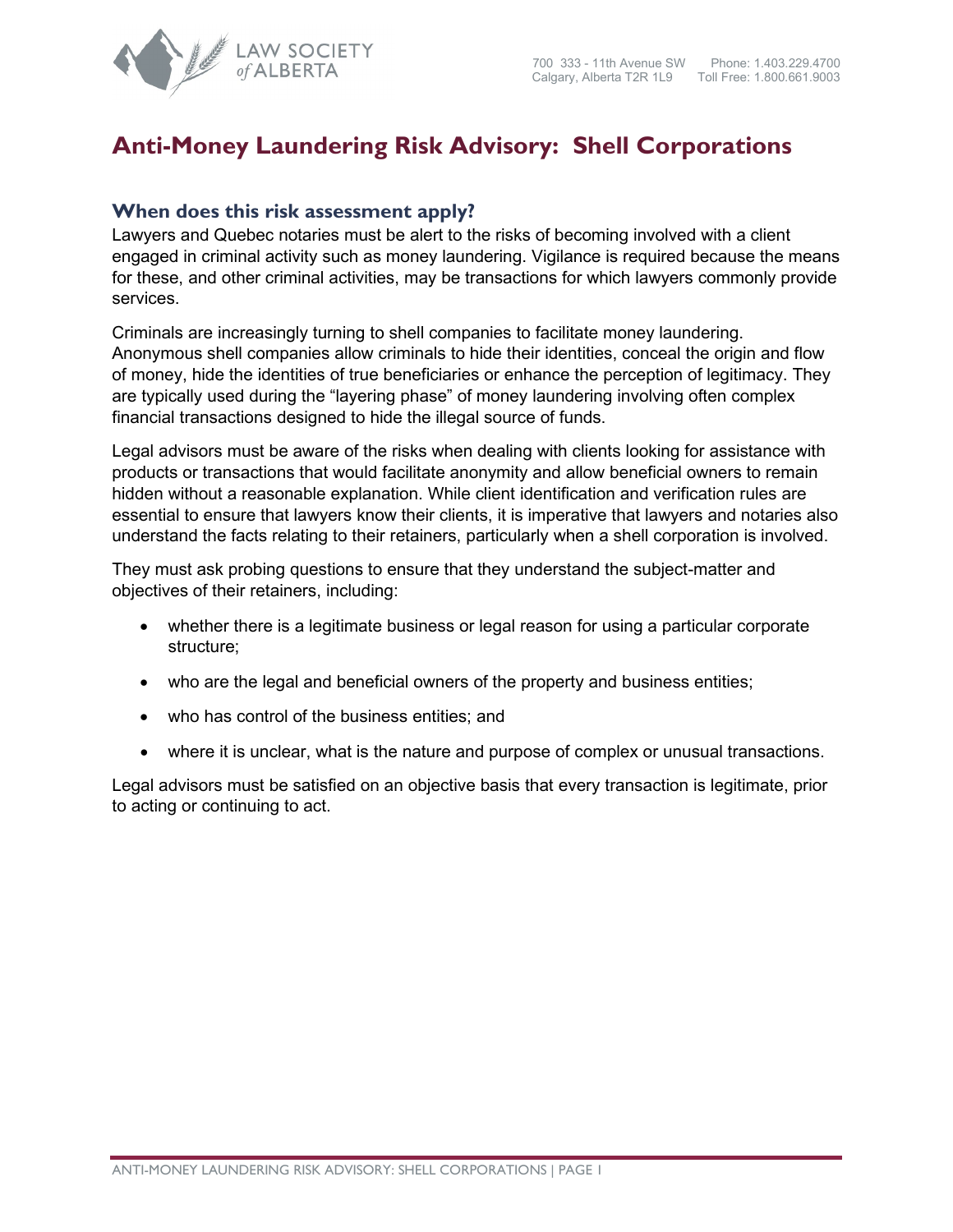# Anti-Money Laundering Risk Advisory: Shell Corporations

## When does this risk assessment apply?

Lawyers and Quebec notaries must be alert to the risks of becoming involved with a client engaged in criminal activity such as money laundering. Vigilance is required because the means for these, and other criminal activities, may be transactions for which lawyers commonly provide services.

Criminals are increasingly turning to shell companies to facilitate money laundering. Anonymous shell companies allow criminals to hide their identities, conceal the origin and flow of money, hide the identities of true beneficiaries or enhance the perception of legitimacy. They are typically used during the "layering phase" of money laundering involving often complex financial transactions designed to hide the illegal source of funds.

Legal advisors must be aware of the risks when dealing with clients looking for assistance with products or transactions that would facilitate anonymity and allow beneficial owners to remain hidden without a reasonable explanation. While client identification and verification rules are essential to ensure that lawyers know their clients, it is imperative that lawyers and notaries also understand the facts relating to their retainers, particularly when a shell corporation is involved.

They must ask probing questions to ensure that they understand the subject-matter and objectives of their retainers, including:

- whether there is a legitimate business or legal reason for using a particular corporate structure;
- who are the legal and beneficial owners of the property and business entities;
- who has control of the business entities; and
- where it is unclear, what is the nature and purpose of complex or unusual transactions.

Legal advisors must be satisfied on an objective basis that every transaction is legitimate, prior to acting or continuing to act.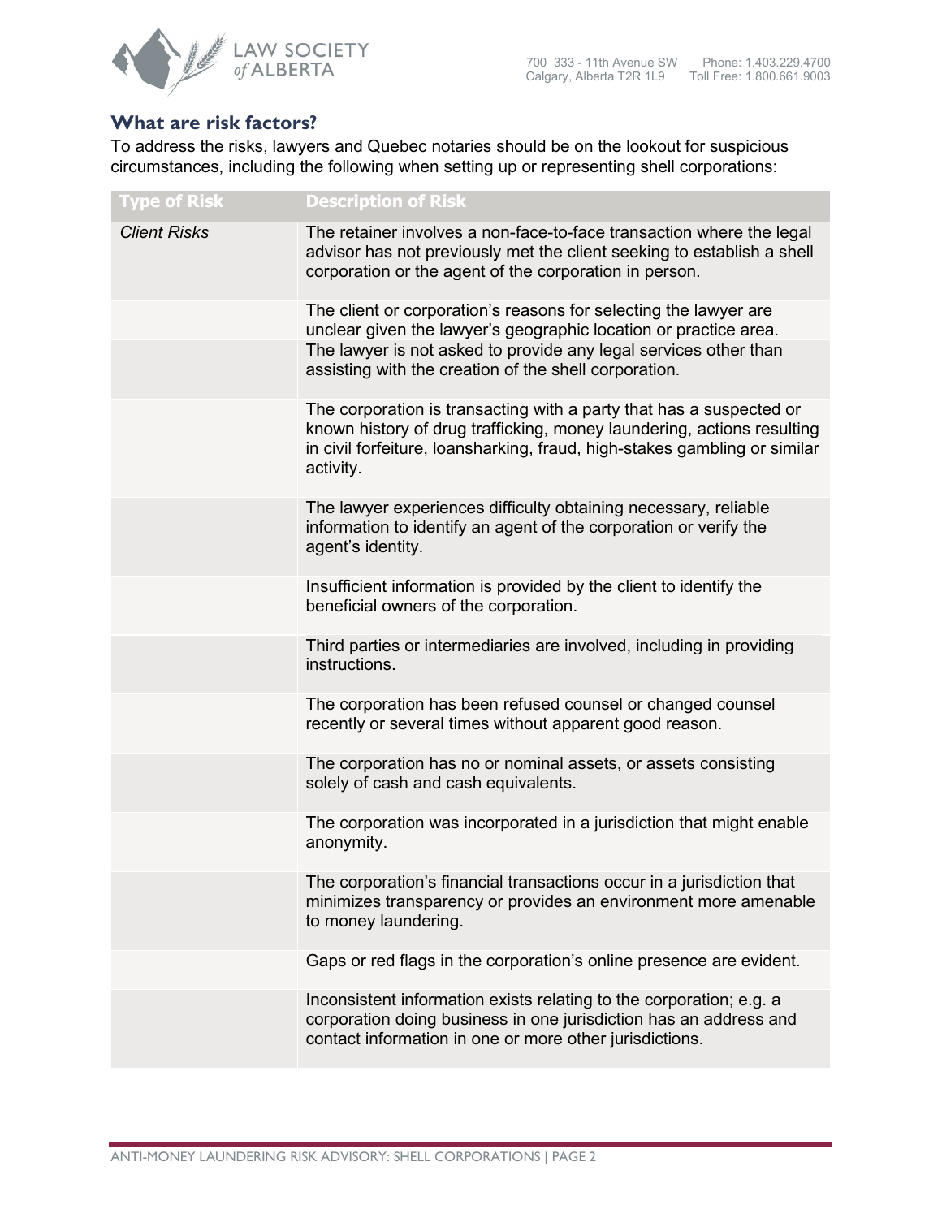## What are risk factors?

To address the risks, lawyers and Quebec notaries should be on the lookout for suspicious circumstances, including the following when setting up or representing shell corporations:

| Type of Risk | Description of Risk |
|---|---|
| *Client Risks* | The retainer involves a non-face-to-face transaction where the legal advisor has not previously met the client seeking to establish a shell corporation or the agent of the corporation in person. |
| | The client or corporation's reasons for selecting the lawyer are unclear given the lawyer's geographic location or practice area. |
| | The lawyer is not asked to provide any legal services other than assisting with the creation of the shell corporation. |
| | The corporation is transacting with a party that has a suspected or known history of drug trafficking, money laundering, actions resulting in civil forfeiture, loansharking, fraud, high-stakes gambling or similar activity. |
| | The lawyer experiences difficulty obtaining necessary, reliable information to identify an agent of the corporation or verify the agent's identity. |
| | Insufficient information is provided by the client to identify the beneficial owners of the corporation. |
| | Third parties or intermediaries are involved, including in providing instructions. |
| | The corporation has been refused counsel or changed counsel recently or several times without apparent good reason. |
| | The corporation has no or nominal assets, or assets consisting solely of cash and cash equivalents. |
| | The corporation was incorporated in a jurisdiction that might enable anonymity. |
| | The corporation's financial transactions occur in a jurisdiction that minimizes transparency or provides an environment more amenable to money laundering. |
| | Gaps or red flags in the corporation's online presence are evident. |
| | Inconsistent information exists relating to the corporation; e.g. a corporation doing business in one jurisdiction has an address and contact information in one or more other jurisdictions. |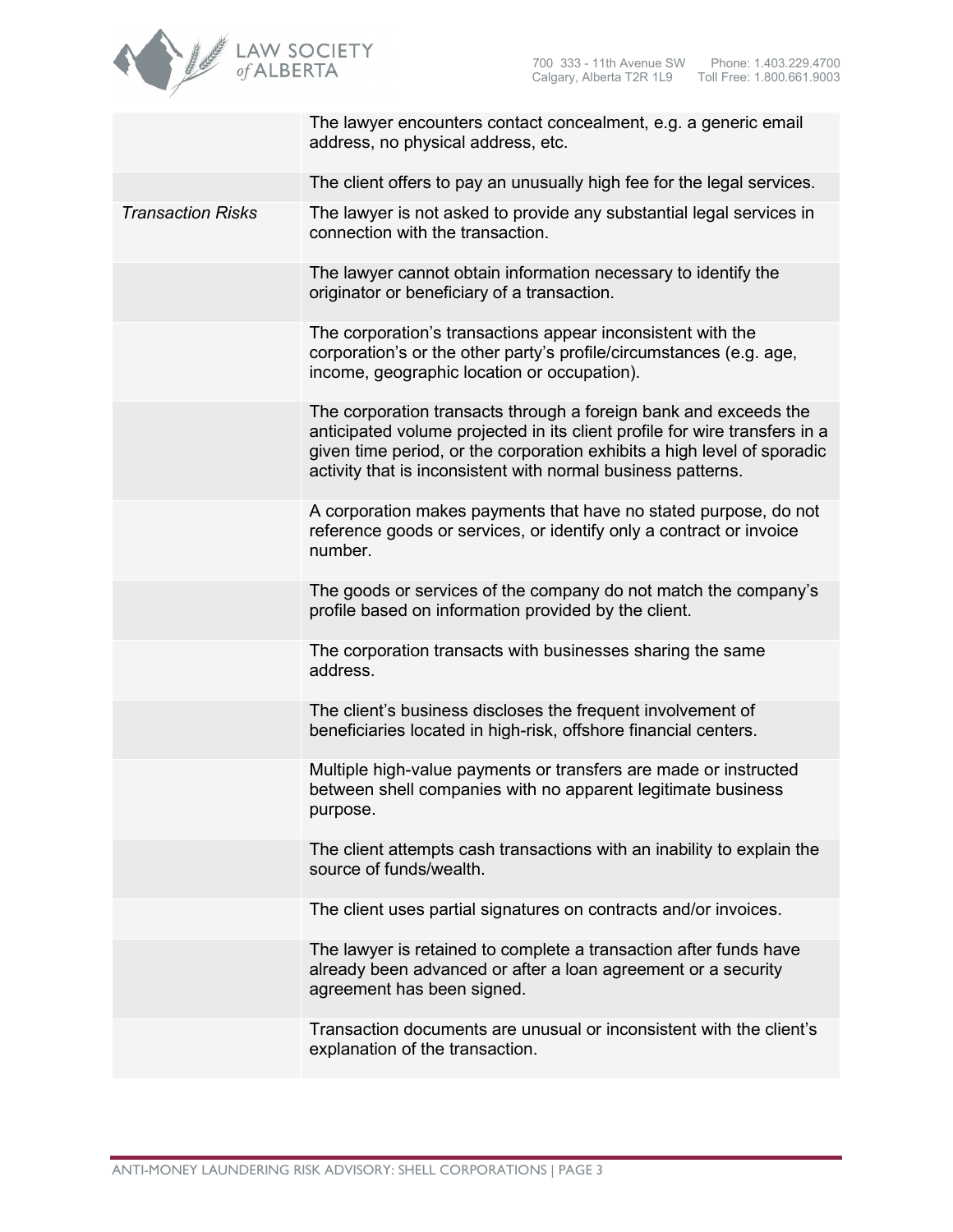| | |
|---|---|
| | The lawyer encounters contact concealment, e.g. a generic email address, no physical address, etc. |
| | The client offers to pay an unusually high fee for the legal services. |
| *Transaction Risks* | The lawyer is not asked to provide any substantial legal services in connection with the transaction. |
| | The lawyer cannot obtain information necessary to identify the originator or beneficiary of a transaction. |
| | The corporation's transactions appear inconsistent with the corporation's or the other party's profile/circumstances (e.g. age, income, geographic location or occupation). |
| | The corporation transacts through a foreign bank and exceeds the anticipated volume projected in its client profile for wire transfers in a given time period, or the corporation exhibits a high level of sporadic activity that is inconsistent with normal business patterns. |
| | A corporation makes payments that have no stated purpose, do not reference goods or services, or identify only a contract or invoice number. |
| | The goods or services of the company do not match the company's profile based on information provided by the client. |
| | The corporation transacts with businesses sharing the same address. |
| | The client's business discloses the frequent involvement of beneficiaries located in high-risk, offshore financial centers. |
| | Multiple high-value payments or transfers are made or instructed between shell companies with no apparent legitimate business purpose. |
| | The client attempts cash transactions with an inability to explain the source of funds/wealth. |
| | The client uses partial signatures on contracts and/or invoices. |
| | The lawyer is retained to complete a transaction after funds have already been advanced or after a loan agreement or a security agreement has been signed. |
| | Transaction documents are unusual or inconsistent with the client's explanation of the transaction. |